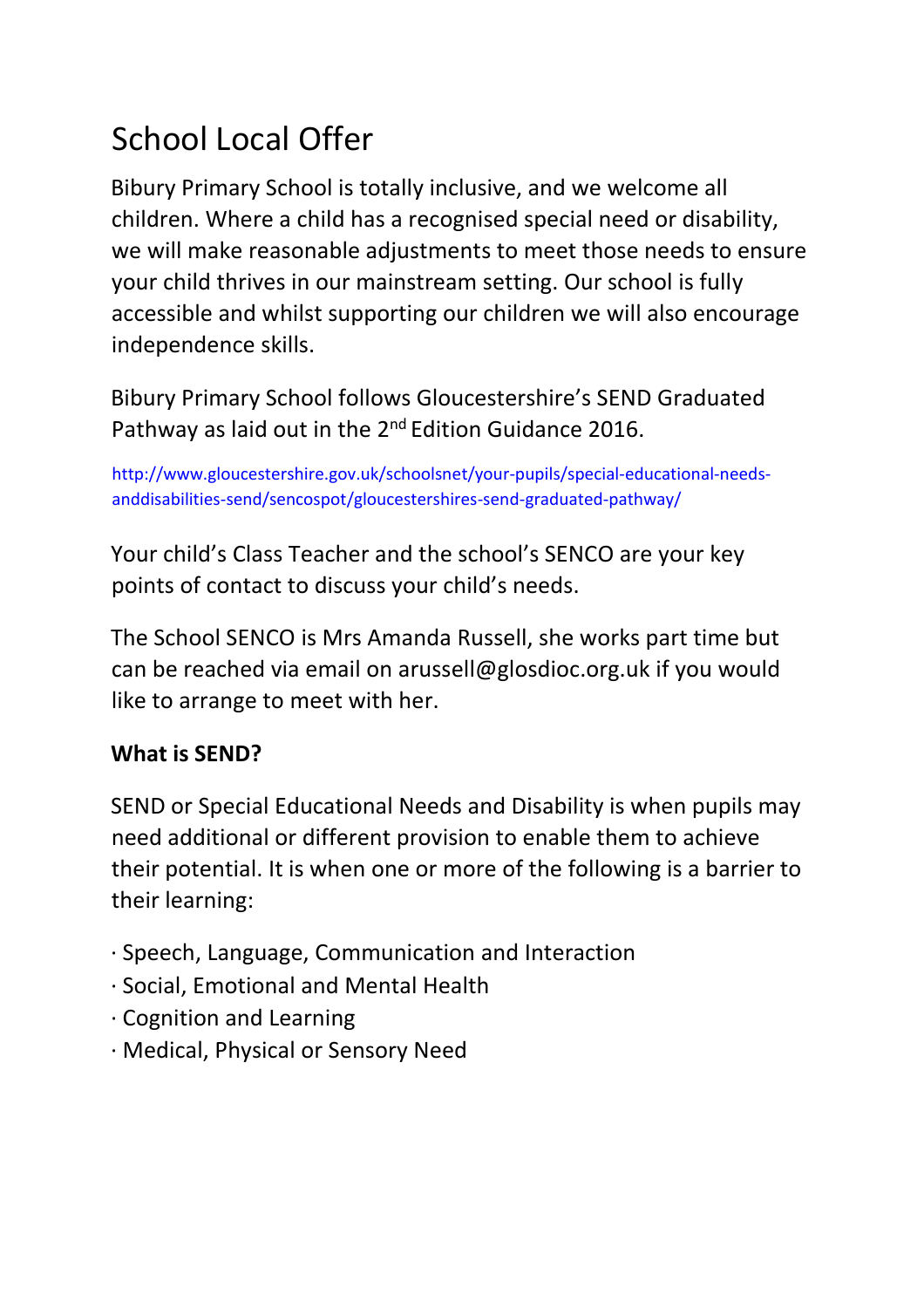# School Local Offer

Bibury Primary School is totally inclusive, and we welcome all children. Where a child has a recognised special need or disability, we will make reasonable adjustments to meet those needs to ensure your child thrives in our mainstream setting. Our school is fully accessible and whilst supporting our children we will also encourage independence skills.

Bibury Primary School follows Gloucestershire's SEND Graduated Pathway as laid out in the 2nd Edition Guidance 2016.

http://www.gloucestershire.gov.uk/schoolsnet/your-pupils/special-educational-needs-anddisabilities-send/sencospot/gloucestershires-send-graduated-pathway/

Your child's Class Teacher and the school's SENCO are your key points of contact to discuss your child's needs.

The School SENCO is Mrs Amanda Russell, she works part time but can be reached via email on arussell@glosdioc.org.uk if you would like to arrange to meet with her.

**What is SEND?**

SEND or Special Educational Needs and Disability is when pupils may need additional or different provision to enable them to achieve their potential. It is when one or more of the following is a barrier to their learning:

- Speech, Language, Communication and Interaction
- Social, Emotional and Mental Health
- Cognition and Learning
- Medical, Physical or Sensory Need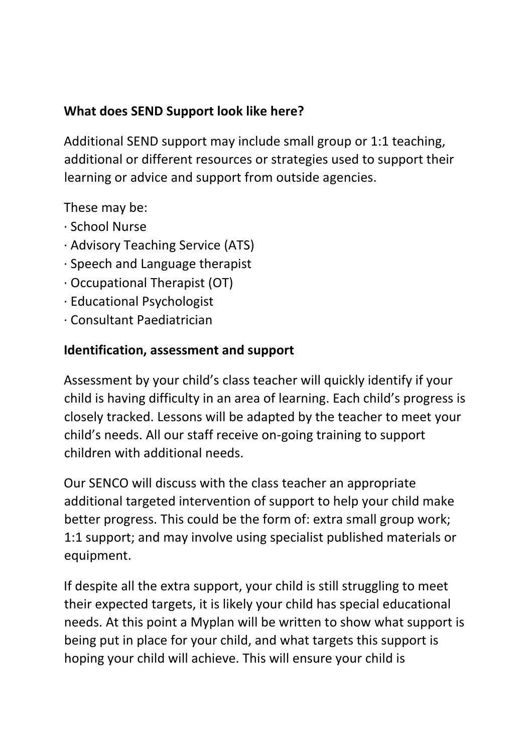**What does SEND Support look like here?**

Additional SEND support may include small group or 1:1 teaching, additional or different resources or strategies used to support their learning or advice and support from outside agencies.

These may be:

- School Nurse
- Advisory Teaching Service (ATS)
- Speech and Language therapist
- Occupational Therapist (OT)
- Educational Psychologist
- Consultant Paediatrician

**Identification, assessment and support**

Assessment by your child's class teacher will quickly identify if your child is having difficulty in an area of learning. Each child's progress is closely tracked. Lessons will be adapted by the teacher to meet your child's needs. All our staff receive on-going training to support children with additional needs.

Our SENCO will discuss with the class teacher an appropriate additional targeted intervention of support to help your child make better progress. This could be the form of: extra small group work; 1:1 support; and may involve using specialist published materials or equipment.

If despite all the extra support, your child is still struggling to meet their expected targets, it is likely your child has special educational needs. At this point a Myplan will be written to show what support is being put in place for your child, and what targets this support is hoping your child will achieve. This will ensure your child is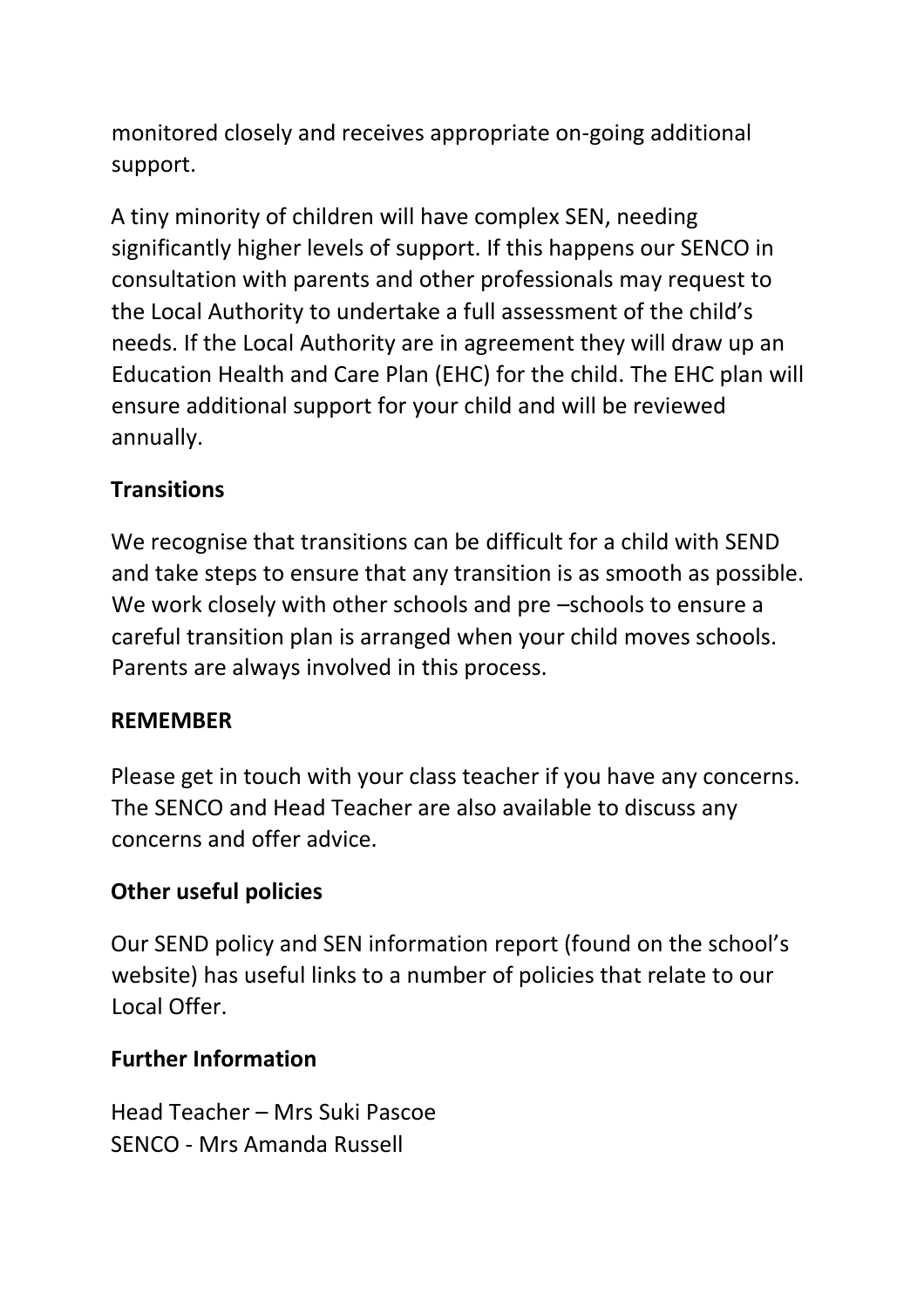monitored closely and receives appropriate on-going additional support.

A tiny minority of children will have complex SEN, needing significantly higher levels of support. If this happens our SENCO in consultation with parents and other professionals may request to the Local Authority to undertake a full assessment of the child's needs. If the Local Authority are in agreement they will draw up an Education Health and Care Plan (EHC) for the child. The EHC plan will ensure additional support for your child and will be reviewed annually.

**Transitions**

We recognise that transitions can be difficult for a child with SEND and take steps to ensure that any transition is as smooth as possible. We work closely with other schools and pre –schools to ensure a careful transition plan is arranged when your child moves schools. Parents are always involved in this process.

**REMEMBER**

Please get in touch with your class teacher if you have any concerns. The SENCO and Head Teacher are also available to discuss any concerns and offer advice.

**Other useful policies**

Our SEND policy and SEN information report (found on the school's website) has useful links to a number of policies that relate to our Local Offer.

**Further Information**

Head Teacher – Mrs Suki Pascoe
SENCO - Mrs Amanda Russell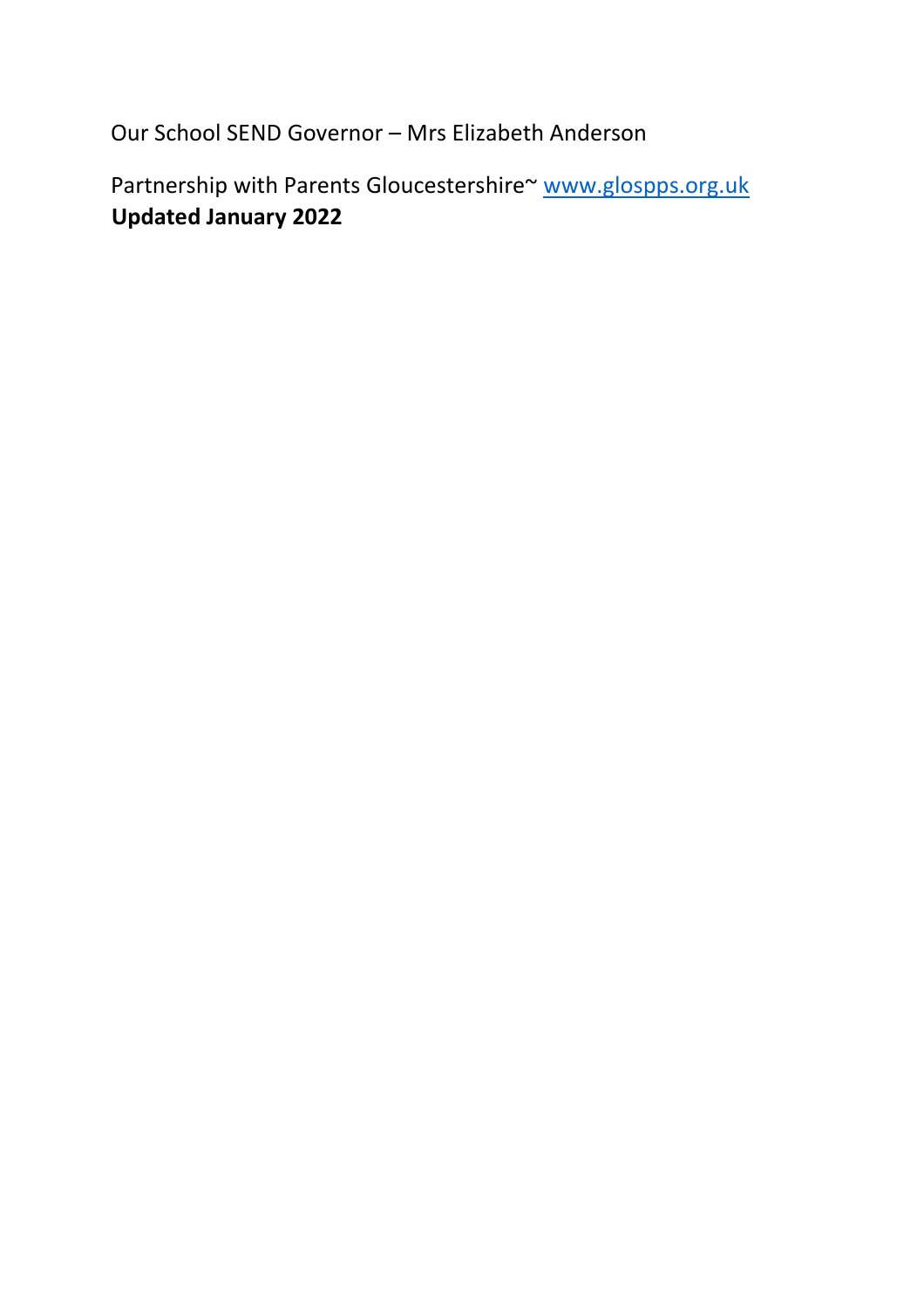Our School SEND Governor – Mrs Elizabeth Anderson

Partnership with Parents Gloucestershire~ [www.glospps.org.uk](http://www.glospps.org.uk)
**Updated January 2022**